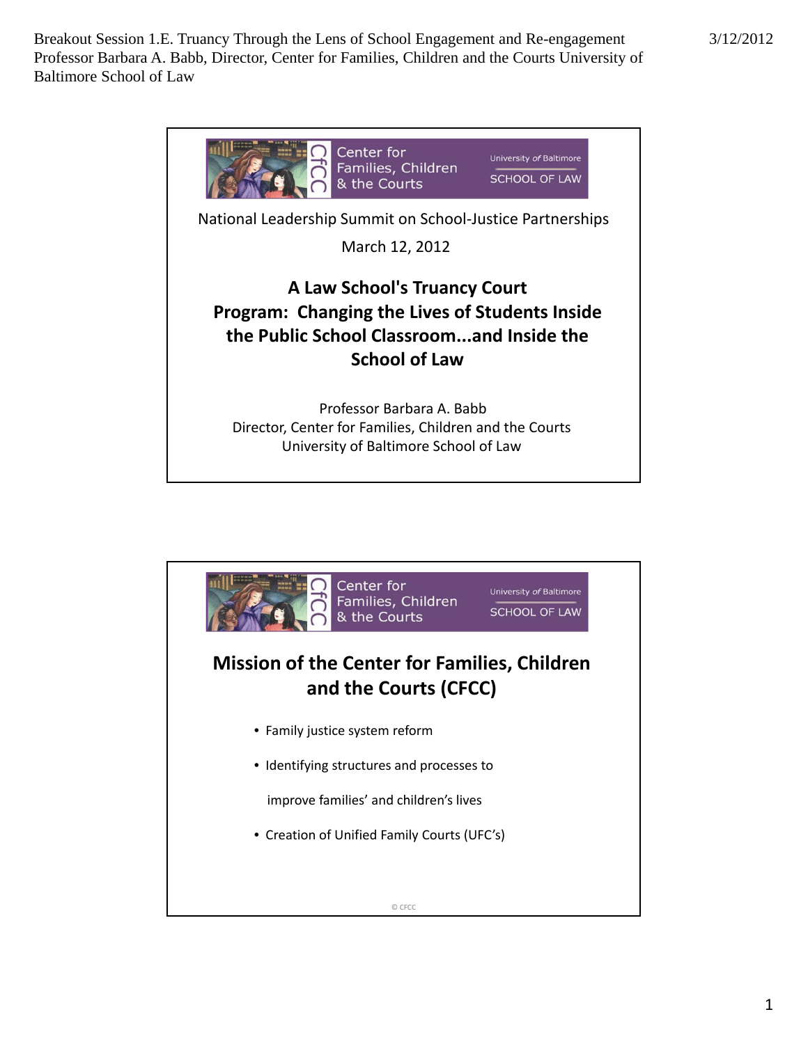Breakout Session 1.E. Truancy Through the Lens of School Engagement and Re-engagement
Professor Barbara A. Babb, Director, Center for Families, Children and the Courts University of Baltimore School of Law

3/12/2012

Center for Families, Children & the Courts

University of Baltimore SCHOOL OF LAW

National Leadership Summit on School-Justice Partnerships

March 12, 2012

# A Law School's Truancy Court Program: Changing the Lives of Students Inside the Public School Classroom...and Inside the School of Law

Professor Barbara A. Babb
Director, Center for Families, Children and the Courts
University of Baltimore School of Law

---

Center for Families, Children & the Courts

University of Baltimore SCHOOL OF LAW

## Mission of the Center for Families, Children and the Courts (CFCC)

- Family justice system reform
- Identifying structures and processes to improve families' and children's lives
- Creation of Unified Family Courts (UFC's)

© CFCC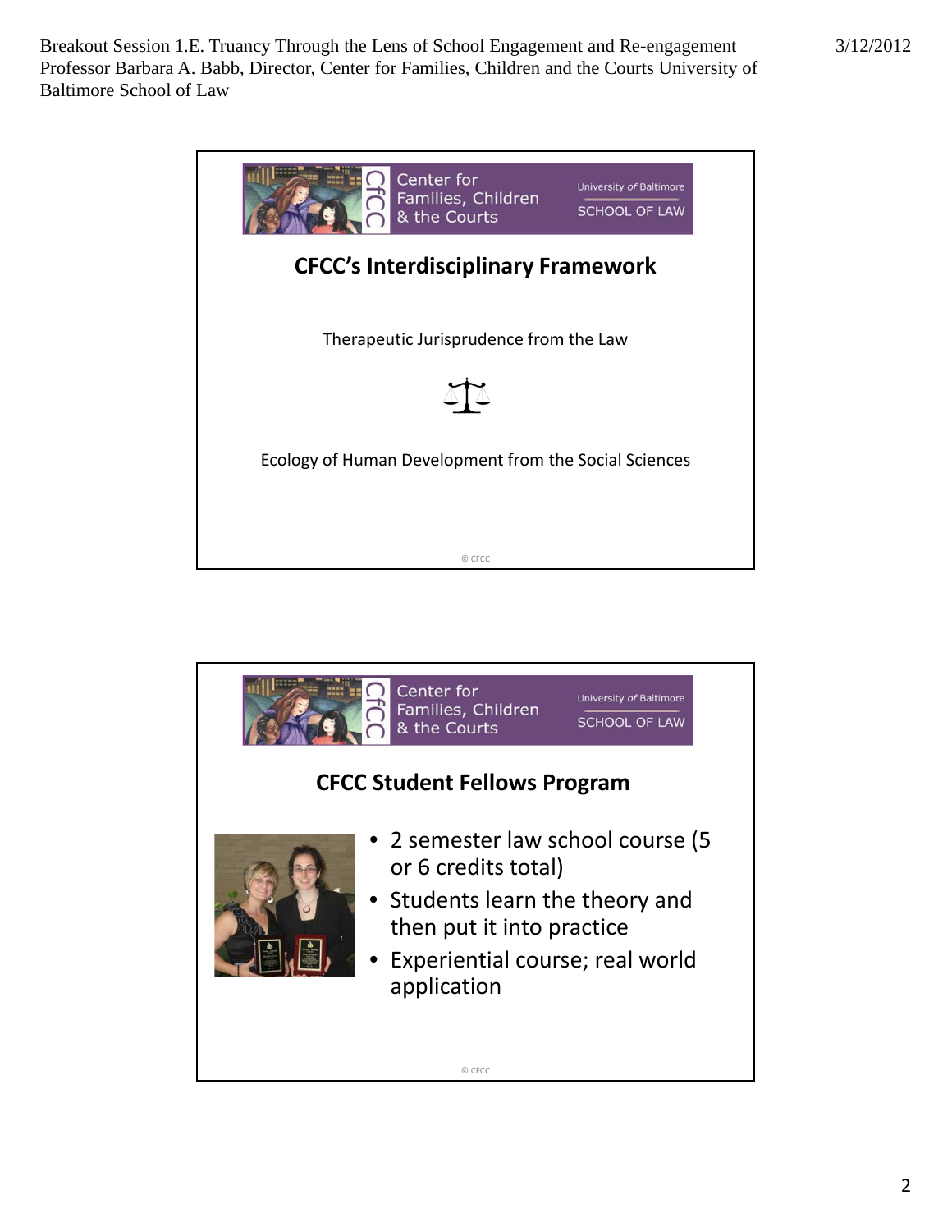## CFCC's Interdisciplinary Framework

Therapeutic Jurisprudence from the Law

Ecology of Human Development from the Social Sciences

© CFCC

## CFCC Student Fellows Program

- 2 semester law school course (5 or 6 credits total)
- Students learn the theory and then put it into practice
- Experiential course; real world application

© CFCC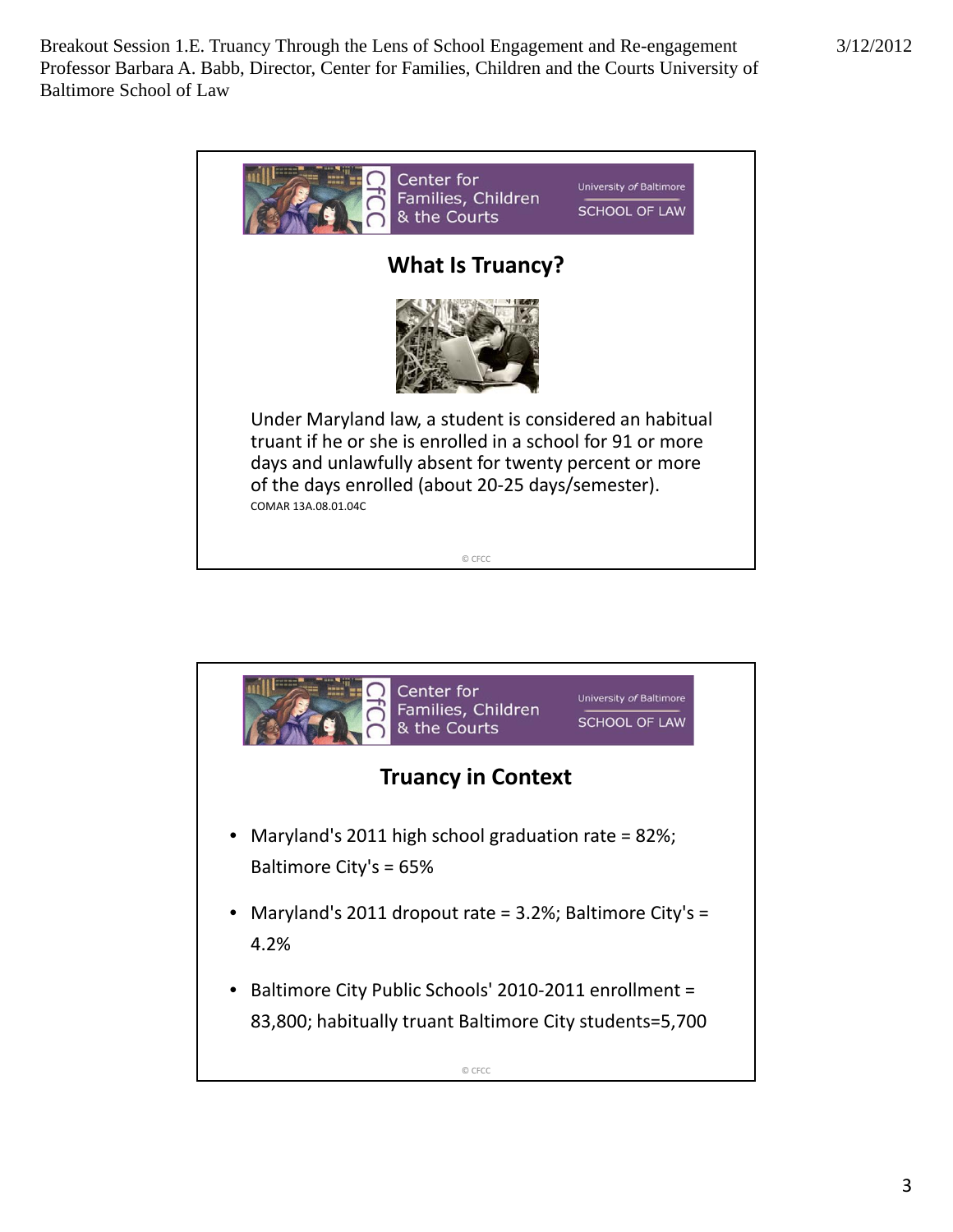## What Is Truancy?

Under Maryland law, a student is considered an habitual truant if he or she is enrolled in a school for 91 or more days and unlawfully absent for twenty percent or more of the days enrolled (about 20-25 days/semester).

COMAR 13A.08.01.04C

© CFCC

## Truancy in Context

- Maryland's 2011 high school graduation rate = 82%; Baltimore City's = 65%
- Maryland's 2011 dropout rate = 3.2%; Baltimore City's = 4.2%
- Baltimore City Public Schools' 2010-2011 enrollment = 83,800; habitually truant Baltimore City students=5,700

© CFCC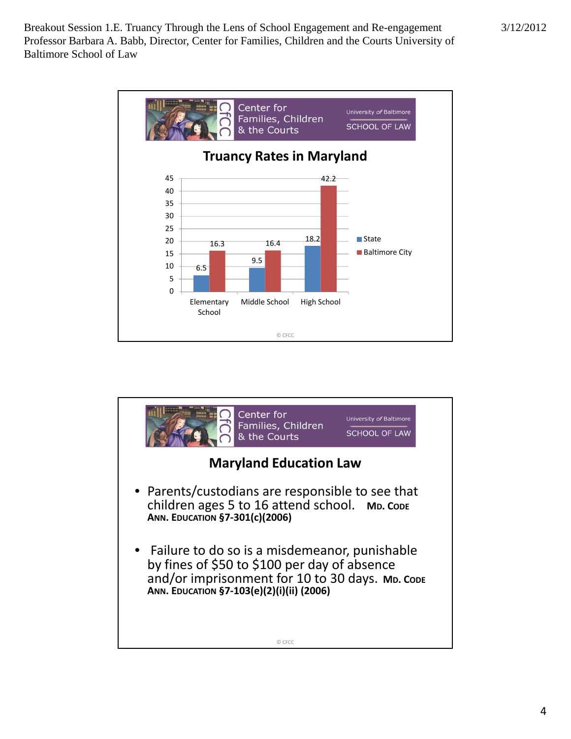## Truancy Rates in Maryland

| | State | Baltimore City |
|---|---|---|
| Elementary School | 6.5 | 16.3 |
| Middle School | 9.5 | 16.4 |
| High School | 18.2 | 42.2 |

© CFCC

## Maryland Education Law

- Parents/custodians are responsible to see that children ages 5 to 16 attend school. **MD. CODE ANN. EDUCATION §7-301(c)(2006)**
- Failure to do so is a misdemeanor, punishable by fines of $50 to $100 per day of absence and/or imprisonment for 10 to 30 days. **MD. CODE ANN. EDUCATION §7-103(e)(2)(i)(ii) (2006)**

© CFCC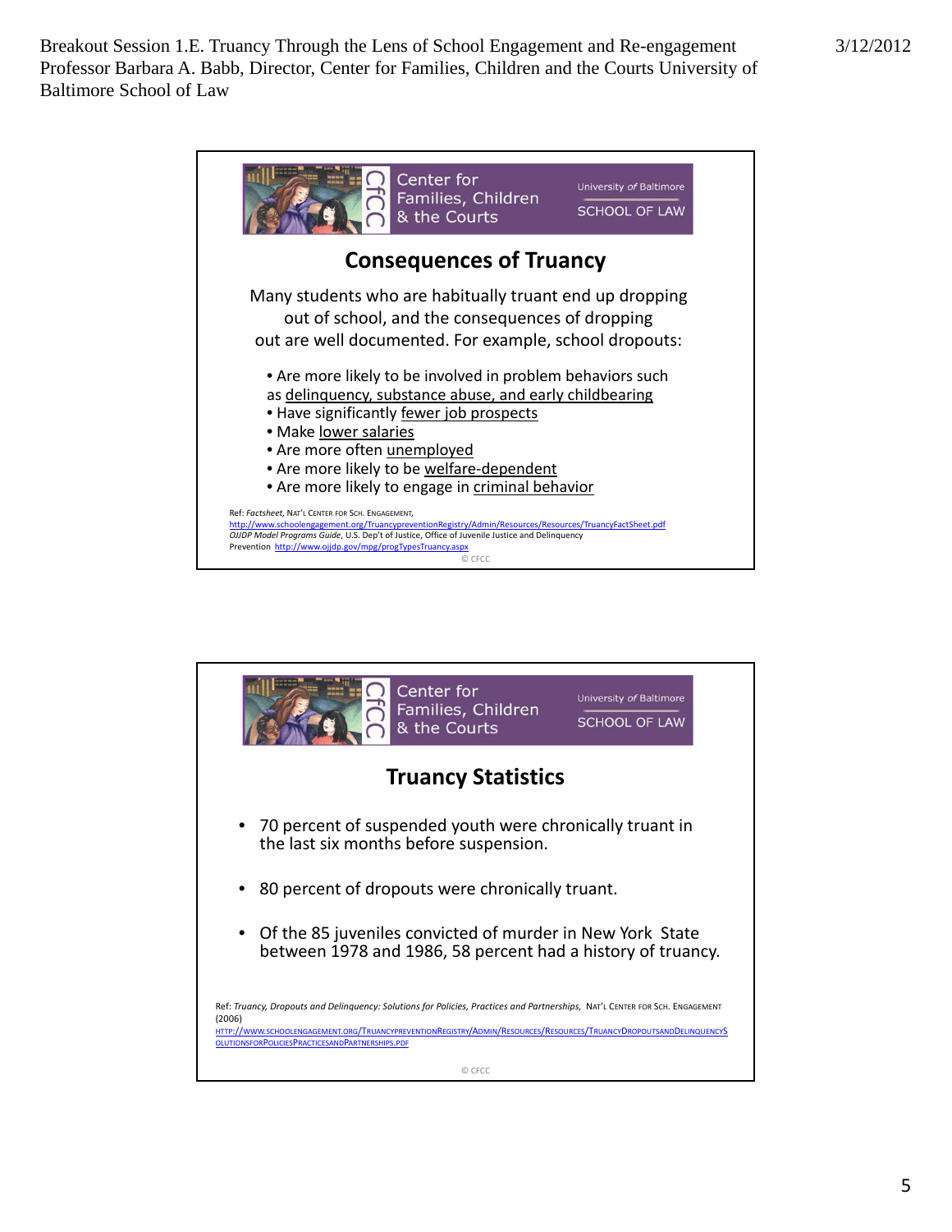## Consequences of Truancy

Many students who are habitually truant end up dropping out of school, and the consequences of dropping out are well documented. For example, school dropouts:

- Are more likely to be involved in problem behaviors such as delinquency, substance abuse, and early childbearing
- Have significantly fewer job prospects
- Make lower salaries
- Are more often unemployed
- Are more likely to be welfare-dependent
- Are more likely to engage in criminal behavior

Ref: *Factsheet*, NAT'L CENTER FOR SCH. ENGAGEMENT,
http://www.schoolengagement.org/TruancypreventionRegistry/Admin/Resources/Resources/TruancyFactSheet.pdf
*OJJDP Model Programs Guide*, U.S. Dep't of Justice, Office of Juvenile Justice and Delinquency Prevention http://www.ojjdp.gov/mpg/progTypesTruancy.aspx

© CFCC

## Truancy Statistics

- 70 percent of suspended youth were chronically truant in the last six months before suspension.
- 80 percent of dropouts were chronically truant.
- Of the 85 juveniles convicted of murder in New York State between 1978 and 1986, 58 percent had a history of truancy.

Ref: *Truancy, Dropouts and Delinquency: Solutions for Policies, Practices and Partnerships,* NAT'L CENTER FOR SCH. ENGAGEMENT (2006)
HTTP://WWW.SCHOOLENGAGEMENT.ORG/TRUANCYPREVENTIONREGISTRY/ADMIN/RESOURCES/RESOURCES/TRUANCYDROPOUTSANDDELINQUENCYSOLUTIONSFORPOLICIESPRACTICESANDPARTNERSHIPS.PDF

© CFCC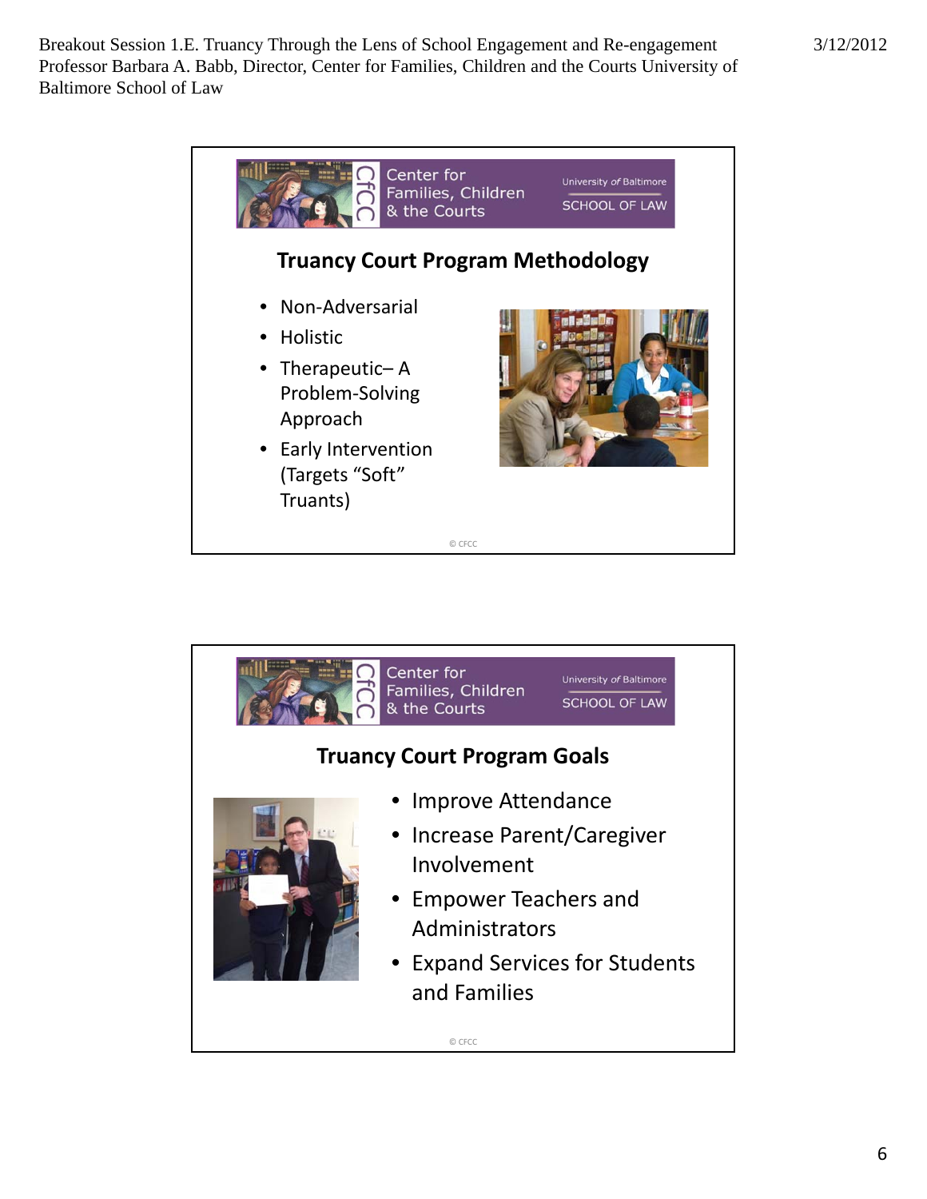## Truancy Court Program Methodology

- Non-Adversarial
- Holistic
- Therapeutic– A Problem-Solving Approach
- Early Intervention (Targets "Soft" Truants)

© CFCC

## Truancy Court Program Goals

- Improve Attendance
- Increase Parent/Caregiver Involvement
- Empower Teachers and Administrators
- Expand Services for Students and Families

© CFCC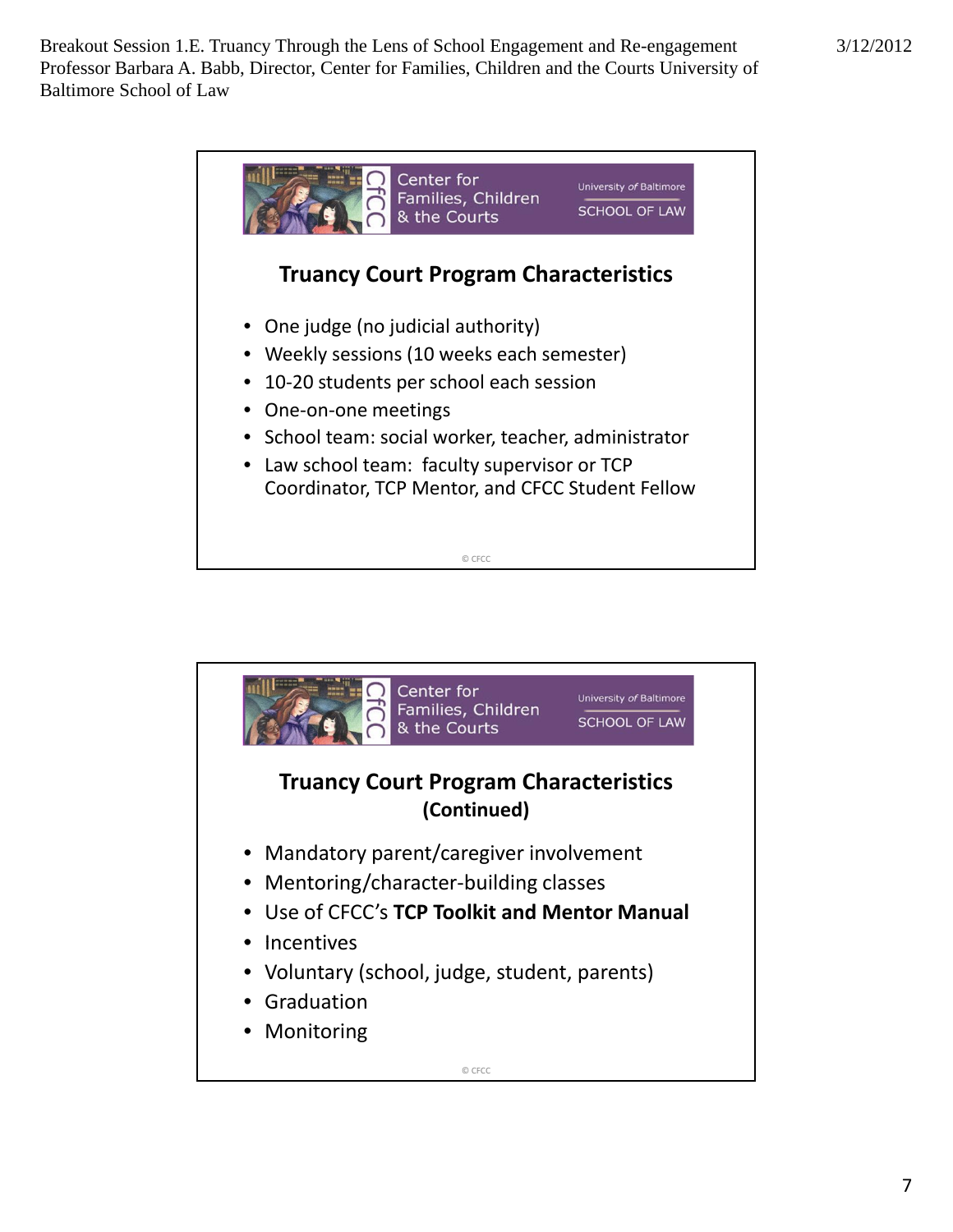## Truancy Court Program Characteristics

- One judge (no judicial authority)
- Weekly sessions (10 weeks each semester)
- 10-20 students per school each session
- One-on-one meetings
- School team: social worker, teacher, administrator
- Law school team: faculty supervisor or TCP Coordinator, TCP Mentor, and CFCC Student Fellow

© CFCC

## Truancy Court Program Characteristics (Continued)

- Mandatory parent/caregiver involvement
- Mentoring/character-building classes
- Use of CFCC's **TCP Toolkit and Mentor Manual**
- Incentives
- Voluntary (school, judge, student, parents)
- Graduation
- Monitoring

© CFCC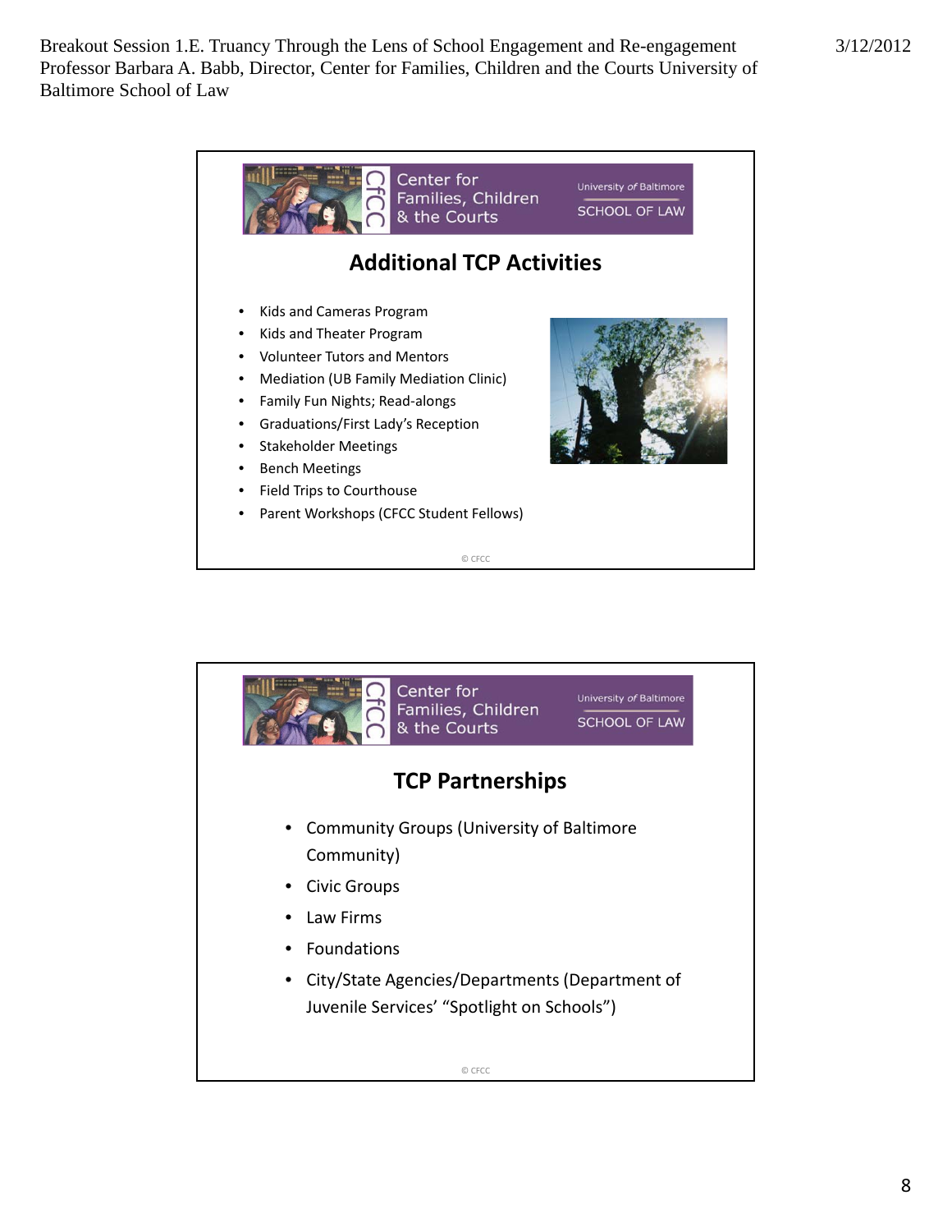## Additional TCP Activities

- Kids and Cameras Program
- Kids and Theater Program
- Volunteer Tutors and Mentors
- Mediation (UB Family Mediation Clinic)
- Family Fun Nights; Read-alongs
- Graduations/First Lady's Reception
- Stakeholder Meetings
- Bench Meetings
- Field Trips to Courthouse
- Parent Workshops (CFCC Student Fellows)

© CFCC

## TCP Partnerships

- Community Groups (University of Baltimore Community)
- Civic Groups
- Law Firms
- Foundations
- City/State Agencies/Departments (Department of Juvenile Services' "Spotlight on Schools")

© CFCC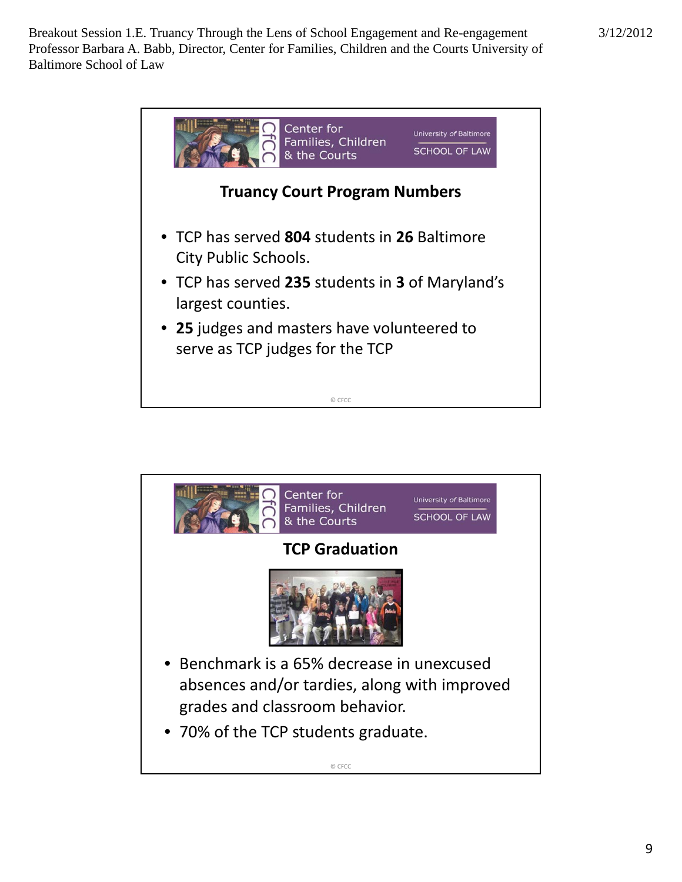## Truancy Court Program Numbers

- TCP has served **804** students in **26** Baltimore City Public Schools.
- TCP has served **235** students in **3** of Maryland's largest counties.
- **25** judges and masters have volunteered to serve as TCP judges for the TCP

© CFCC

## TCP Graduation

- Benchmark is a 65% decrease in unexcused absences and/or tardies, along with improved grades and classroom behavior.
- 70% of the TCP students graduate.

© CFCC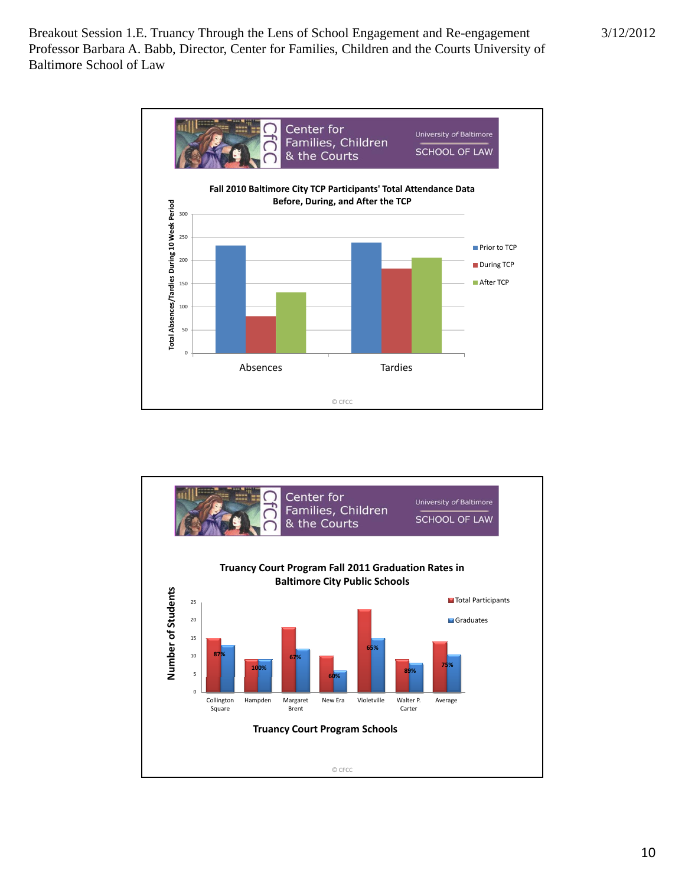Breakout Session 1.E. Truancy Through the Lens of School Engagement and Re-engagement
Professor Barbara A. Babb, Director, Center for Families, Children and the Courts University of Baltimore School of Law

3/12/2012

Center for Families, Children & the Courts
University of Baltimore SCHOOL OF LAW

**Fall 2010 Baltimore City TCP Participants' Total Attendance Data Before, During, and After the TCP**

Y-axis: Total Absences/Tardies During 10 Week Period (0–300)

Legend: Prior to TCP, During TCP, After TCP

Categories: Absences, Tardies

© CFCC

Center for Families, Children & the Courts
University of Baltimore SCHOOL OF LAW

**Truancy Court Program Fall 2011 Graduation Rates in Baltimore City Public Schools**

Y-axis: Number of Students (0–25)

Legend: Total Participants, Graduates

| School | Graduation Rate |
| --- | --- |
| Collington Square | 87% |
| Hampden | 100% |
| Margaret Brent | 67% |
| New Era | 60% |
| Violetville | 65% |
| Walter P. Carter | 89% |
| Average | 75% |

**Truancy Court Program Schools**

© CFCC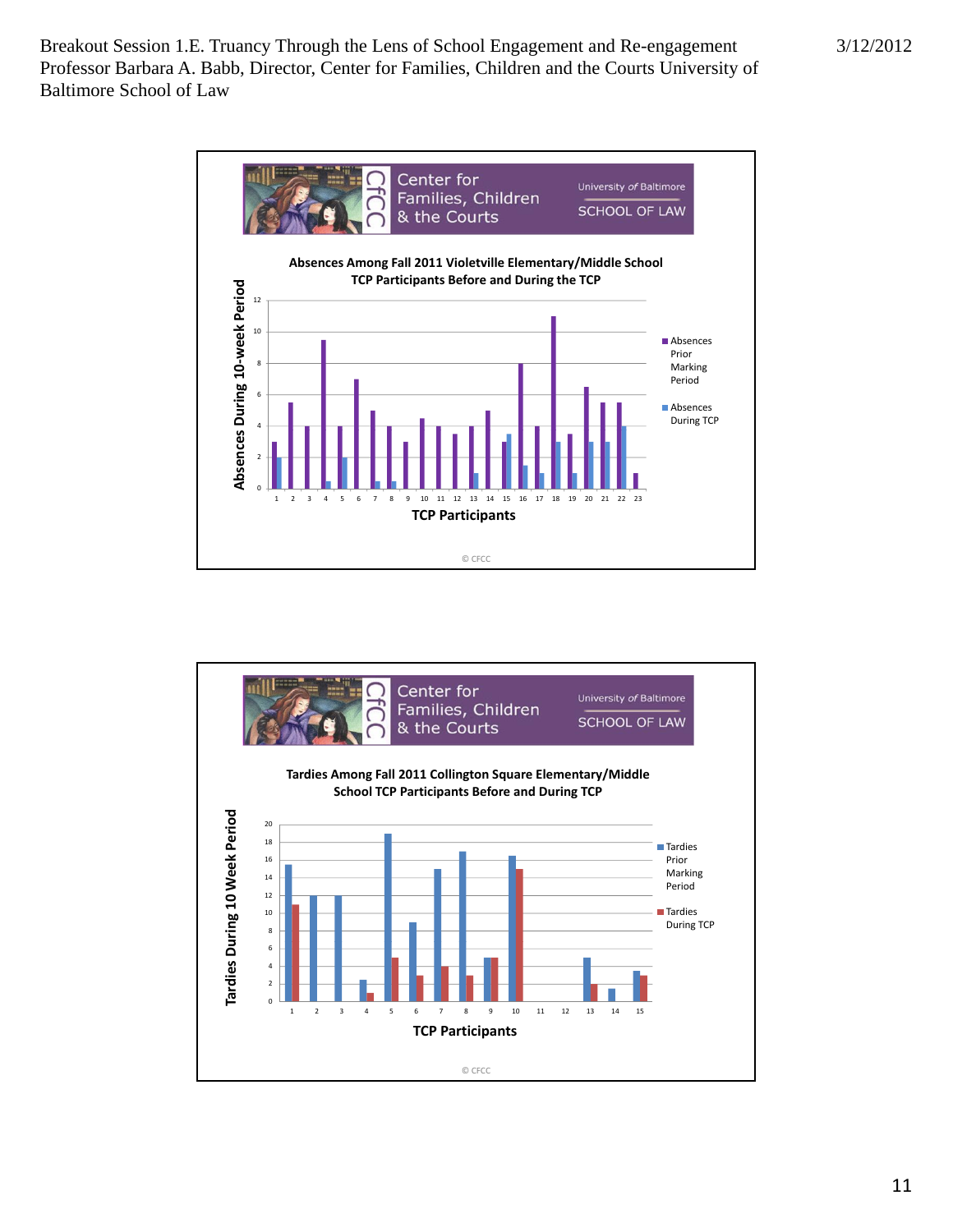Breakout Session 1.E. Truancy Through the Lens of School Engagement and Re-engagement
Professor Barbara A. Babb, Director, Center for Families, Children and the Courts University of Baltimore School of Law

3/12/2012

Center for Families, Children & the Courts

University of Baltimore SCHOOL OF LAW

**Absences Among Fall 2011 Violetville Elementary/Middle School TCP Participants Before and During the TCP**

Absences During 10-week Period

TCP Participants

- Absences Prior Marking Period
- Absences During TCP

© CFCC

Center for Families, Children & the Courts

University of Baltimore SCHOOL OF LAW

**Tardies Among Fall 2011 Collington Square Elementary/Middle School TCP Participants Before and During TCP**

Tardies During 10 Week Period

TCP Participants

- Tardies Prior Marking Period
- Tardies During TCP

© CFCC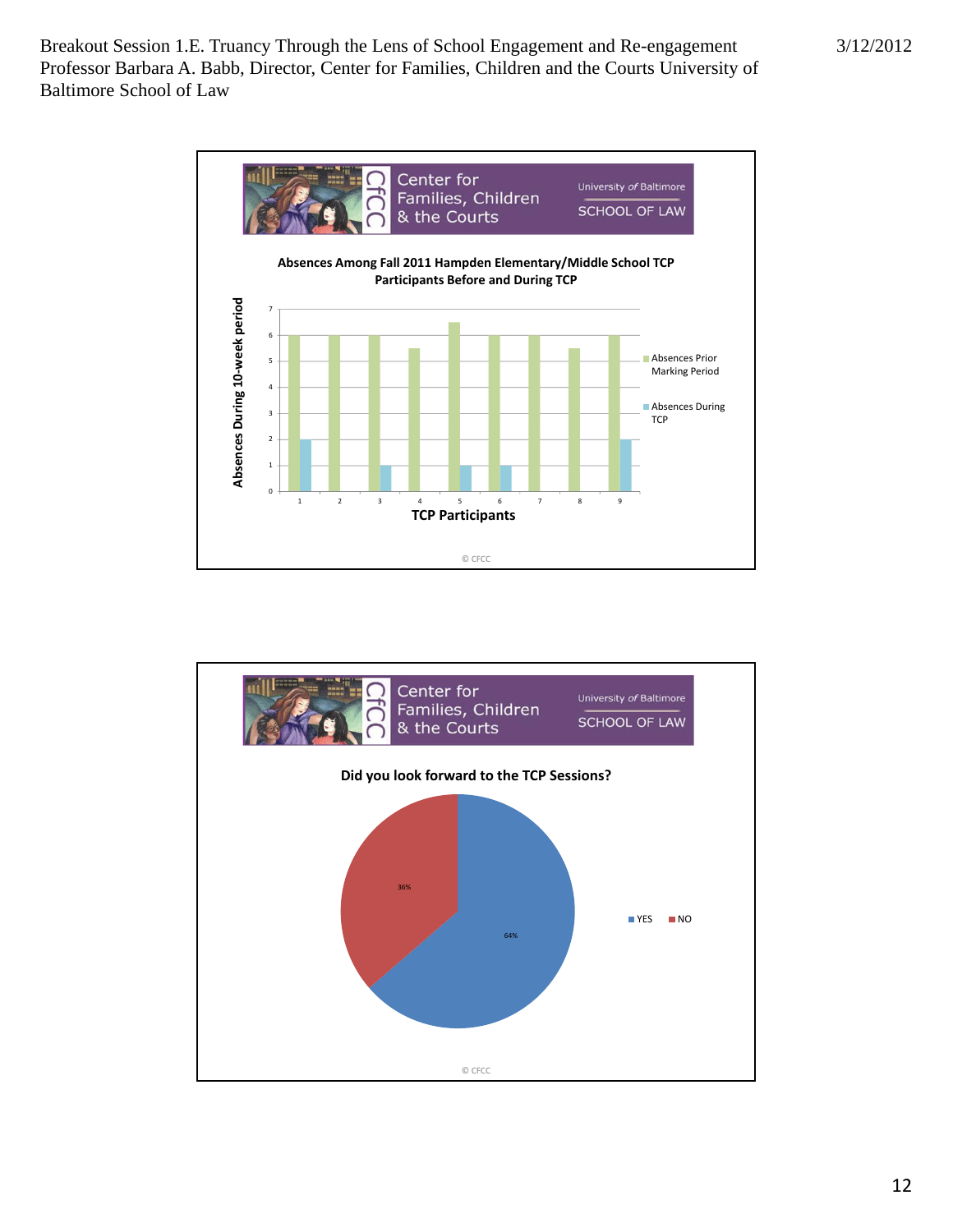Center for Families, Children & the Courts

University *of* Baltimore SCHOOL OF LAW

**Absences Among Fall 2011 Hampden Elementary/Middle School TCP Participants Before and During TCP**

| TCP Participants | Absences Prior Marking Period | Absences During TCP |
|---|---|---|
| 1 | 6 | 2 |
| 2 | 6 | 0 |
| 3 | 6 | 1 |
| 4 | 5.5 | 0 |
| 5 | 6.5 | 1 |
| 6 | 6 | 1 |
| 7 | 6 | 0 |
| 8 | 5.5 | 0 |
| 9 | 6 | 2 |

Y-axis: Absences During 10-week period

© CFCC

Center for Families, Children & the Courts

University *of* Baltimore SCHOOL OF LAW

**Did you look forward to the TCP Sessions?**

| Response | Percent |
|---|---|
| YES | 64% |
| NO | 36% |

© CFCC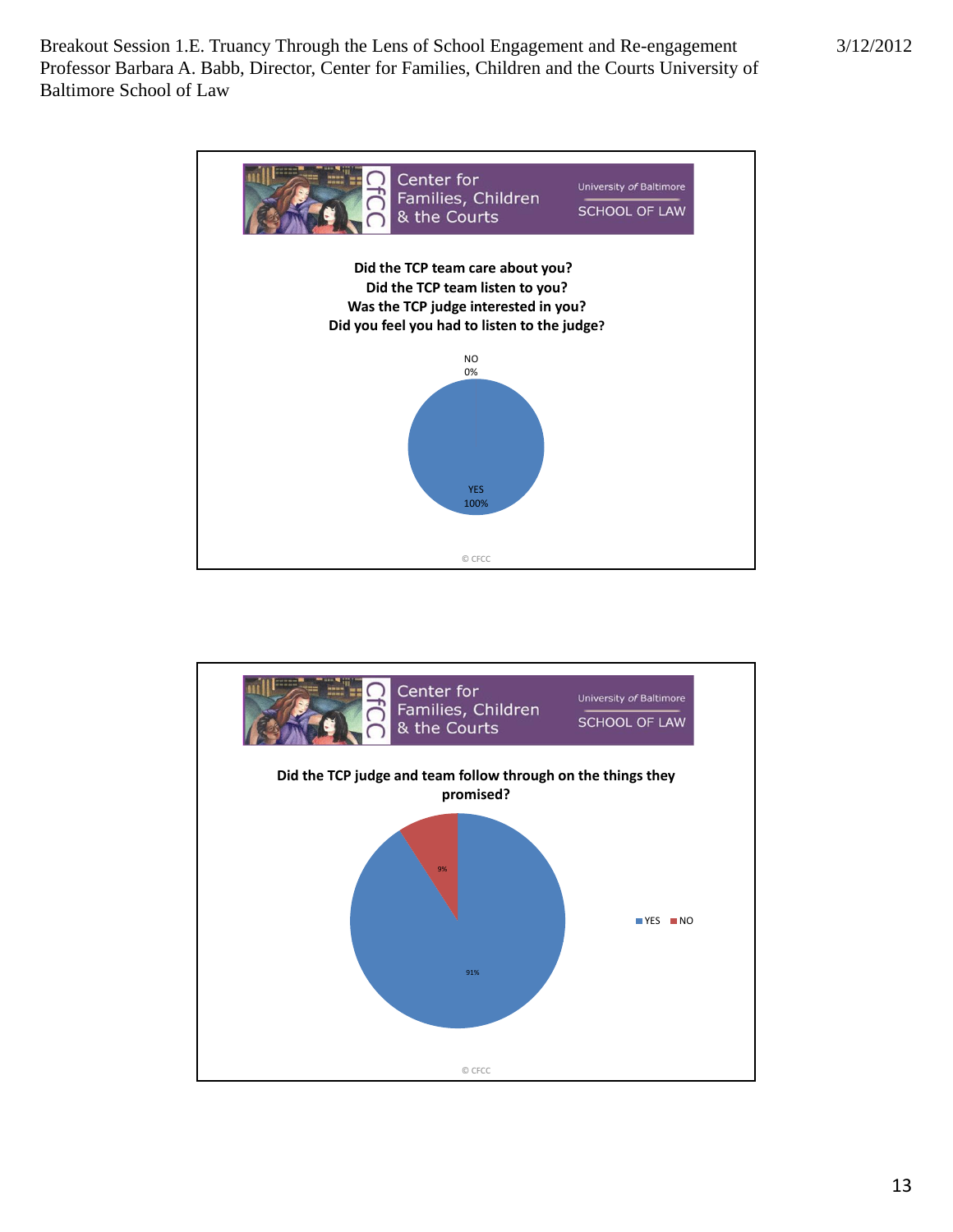Center for Families, Children & the Courts

University of Baltimore SCHOOL OF LAW

**Did the TCP team care about you?**
**Did the TCP team listen to you?**
**Was the TCP judge interested in you?**
**Did you feel you had to listen to the judge?**

NO 0%

YES 100%

© CFCC

Center for Families, Children & the Courts

University of Baltimore SCHOOL OF LAW

**Did the TCP judge and team follow through on the things they promised?**

9%

91%

YES NO

© CFCC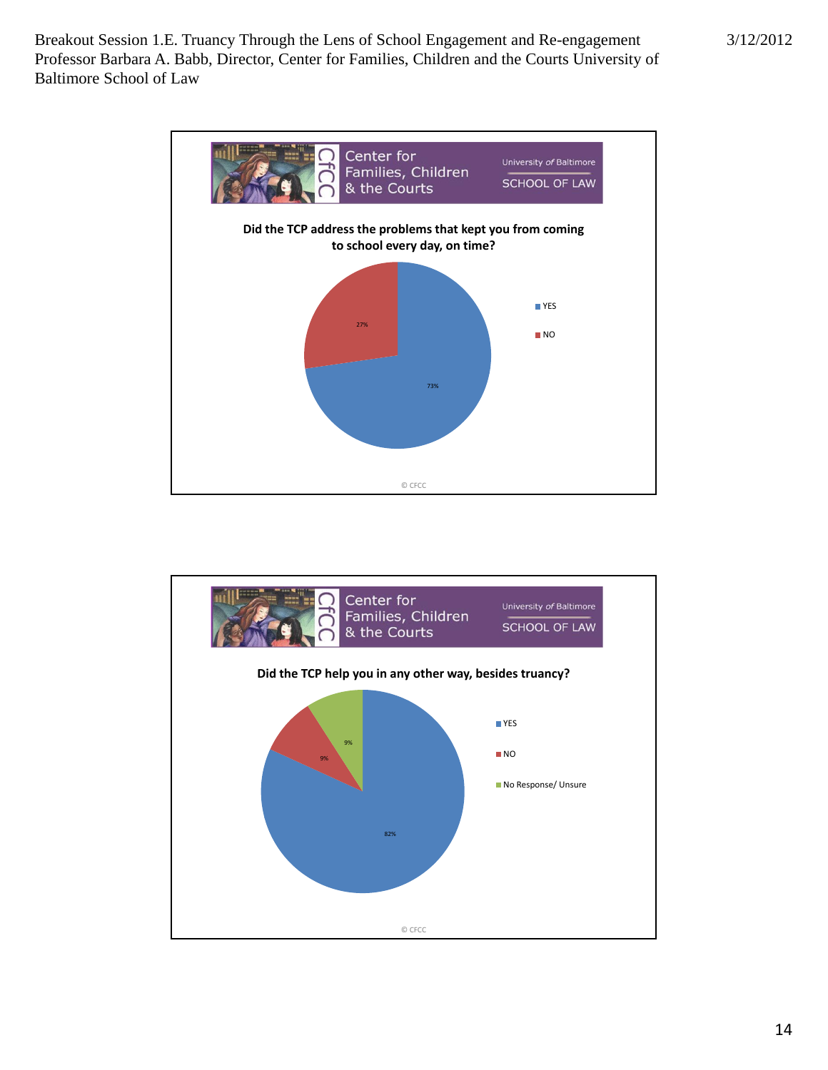Center for Families, Children & the Courts

University of Baltimore SCHOOL OF LAW

**Did the TCP address the problems that kept you from coming to school every day, on time?**

| Response | Percentage |
| --- | --- |
| YES | 73% |
| NO | 27% |

© CFCC

Center for Families, Children & the Courts

University of Baltimore SCHOOL OF LAW

**Did the TCP help you in any other way, besides truancy?**

| Response | Percentage |
| --- | --- |
| YES | 82% |
| NO | 9% |
| No Response/ Unsure | 9% |

© CFCC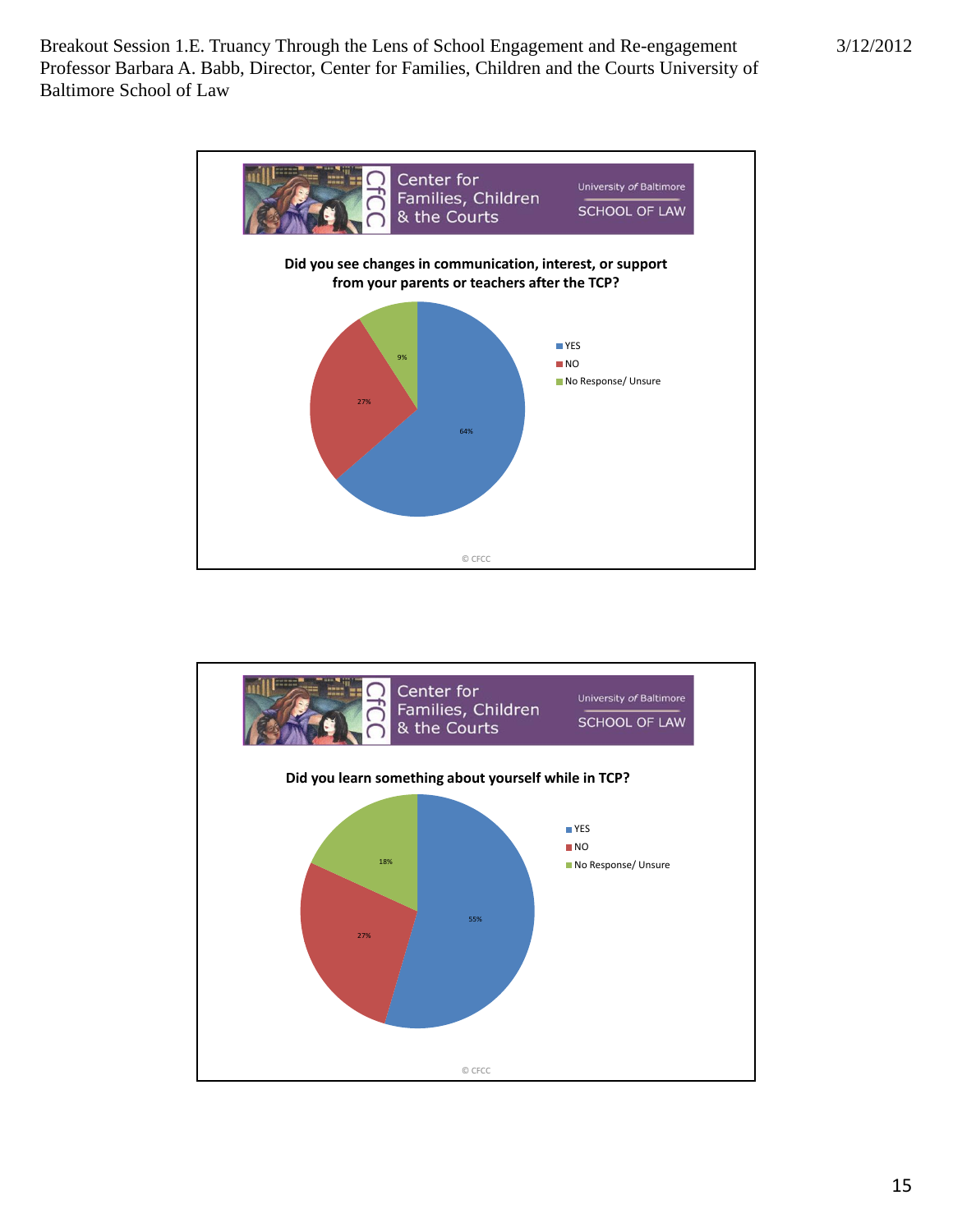Center for Families, Children & the Courts

University of Baltimore SCHOOL OF LAW

**Did you see changes in communication, interest, or support from your parents or teachers after the TCP?**

| Response | Percentage |
| --- | --- |
| YES | 64% |
| NO | 27% |
| No Response/ Unsure | 9% |

© CFCC

Center for Families, Children & the Courts

University of Baltimore SCHOOL OF LAW

**Did you learn something about yourself while in TCP?**

| Response | Percentage |
| --- | --- |
| YES | 55% |
| NO | 27% |
| No Response/ Unsure | 18% |

© CFCC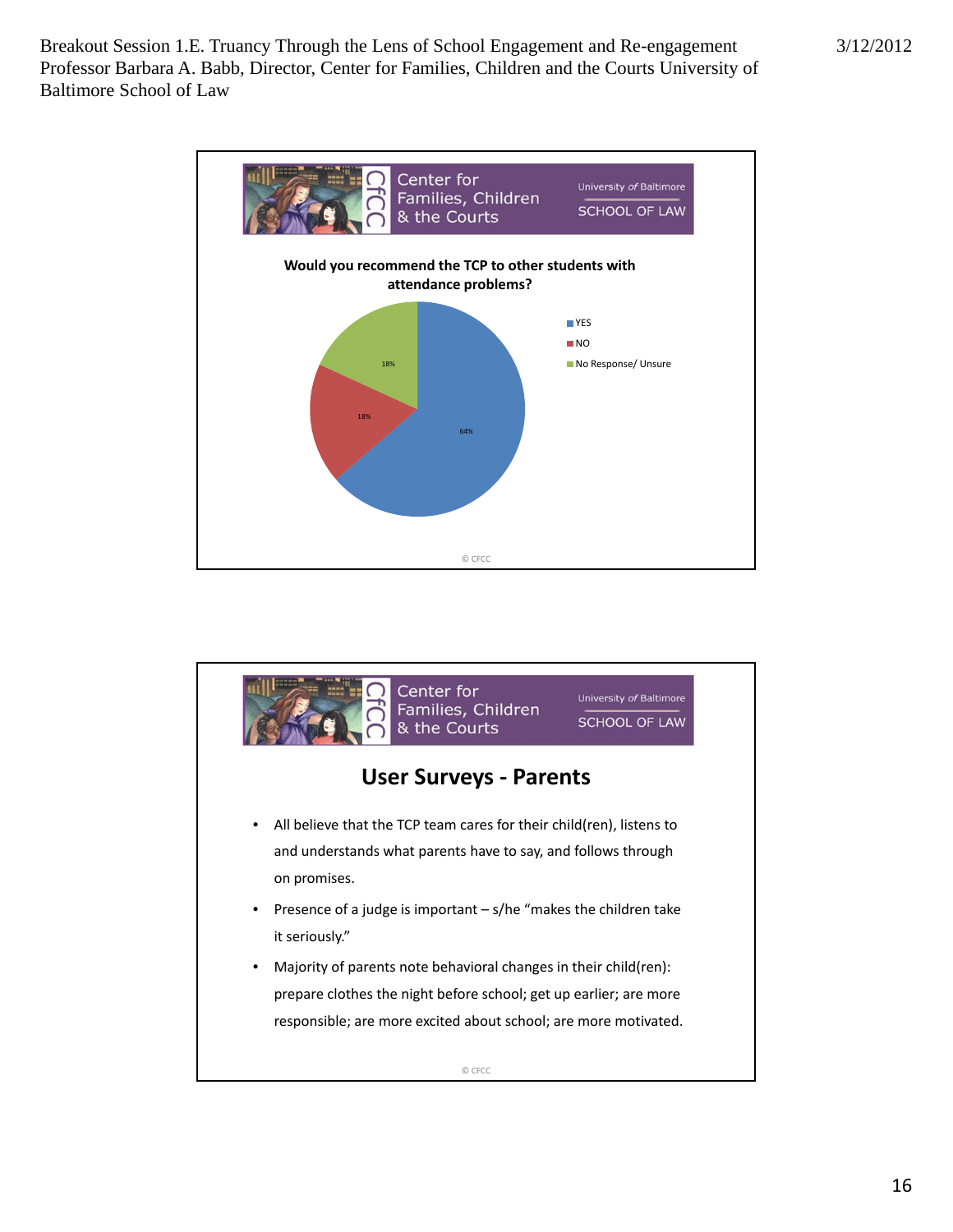Would you recommend the TCP to other students with attendance problems?

| Response | Percentage |
| --- | --- |
| YES | 64% |
| NO | 18% |
| No Response/ Unsure | 18% |

© CFCC

## User Surveys - Parents

- All believe that the TCP team cares for their child(ren), listens to and understands what parents have to say, and follows through on promises.
- Presence of a judge is important – s/he "makes the children take it seriously."
- Majority of parents note behavioral changes in their child(ren): prepare clothes the night before school; get up earlier; are more responsible; are more excited about school; are more motivated.

© CFCC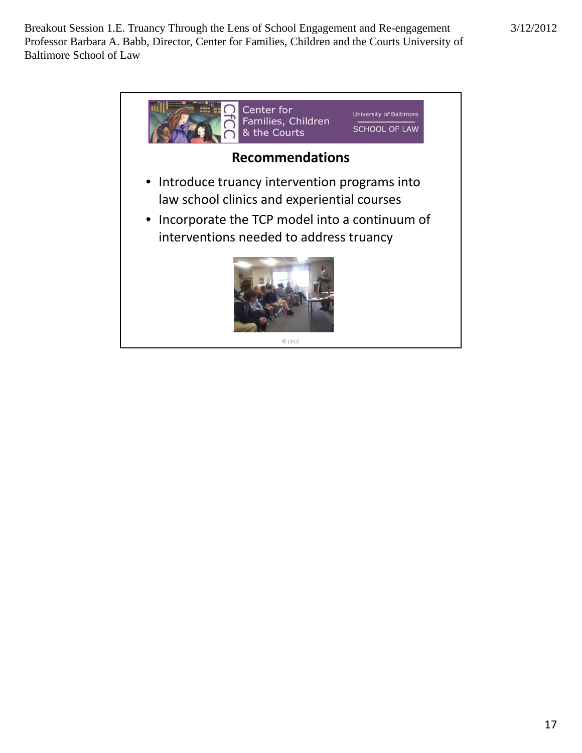## Recommendations

- Introduce truancy intervention programs into law school clinics and experiential courses
- Incorporate the TCP model into a continuum of interventions needed to address truancy

© CFCC